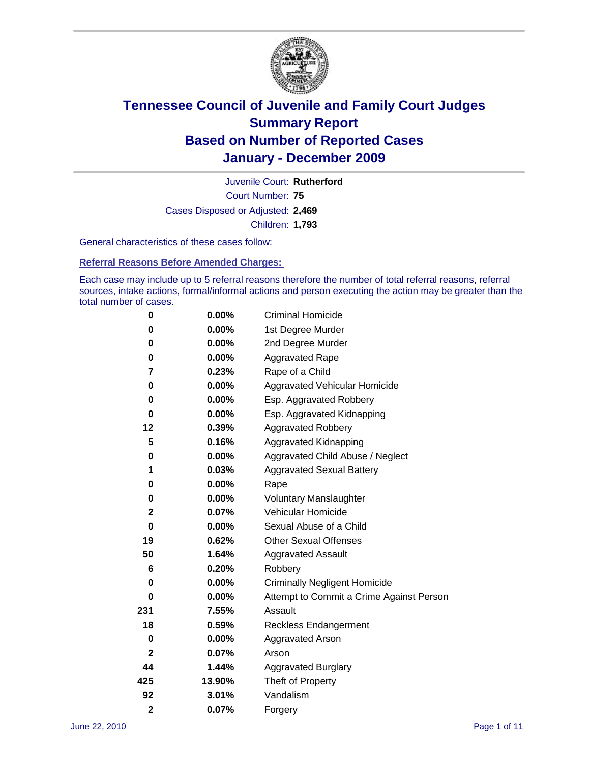# Tennessee Council of Juvenile and Family Court Judges
## Summary Report
## Based on Number of Reported Cases
## January - December 2009

Juvenile Court: **Rutherford**

Court Number: **75**

Cases Disposed or Adjusted: **2,469**

Children: **1,793**

General characteristics of these cases follow:

### Referral Reasons Before Amended Charges:

Each case may include up to 5 referral reasons therefore the number of total referral reasons, referral sources, intake actions, formal/informal actions and person executing the action may be greater than the total number of cases.

| Count | Percent | Referral Reason |
|---|---|---|
| 0 | 0.00% | Criminal Homicide |
| 0 | 0.00% | 1st Degree Murder |
| 0 | 0.00% | 2nd Degree Murder |
| 0 | 0.00% | Aggravated Rape |
| 7 | 0.23% | Rape of a Child |
| 0 | 0.00% | Aggravated Vehicular Homicide |
| 0 | 0.00% | Esp. Aggravated Robbery |
| 0 | 0.00% | Esp. Aggravated Kidnapping |
| 12 | 0.39% | Aggravated Robbery |
| 5 | 0.16% | Aggravated Kidnapping |
| 0 | 0.00% | Aggravated Child Abuse / Neglect |
| 1 | 0.03% | Aggravated Sexual Battery |
| 0 | 0.00% | Rape |
| 0 | 0.00% | Voluntary Manslaughter |
| 2 | 0.07% | Vehicular Homicide |
| 0 | 0.00% | Sexual Abuse of a Child |
| 19 | 0.62% | Other Sexual Offenses |
| 50 | 1.64% | Aggravated Assault |
| 6 | 0.20% | Robbery |
| 0 | 0.00% | Criminally Negligent Homicide |
| 0 | 0.00% | Attempt to Commit a Crime Against Person |
| 231 | 7.55% | Assault |
| 18 | 0.59% | Reckless Endangerment |
| 0 | 0.00% | Aggravated Arson |
| 2 | 0.07% | Arson |
| 44 | 1.44% | Aggravated Burglary |
| 425 | 13.90% | Theft of Property |
| 92 | 3.01% | Vandalism |
| 2 | 0.07% | Forgery |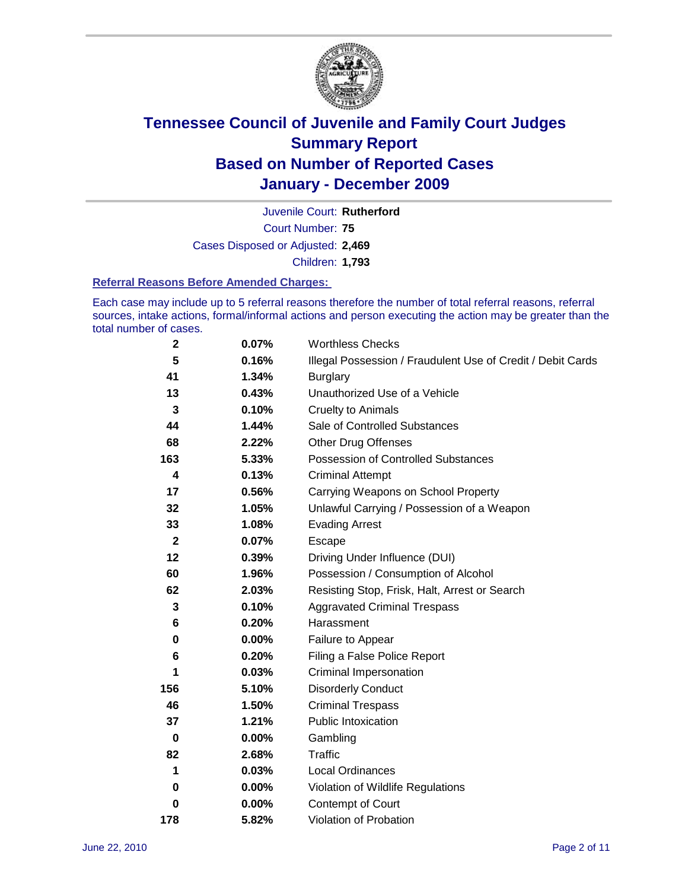# Tennessee Council of Juvenile and Family Court Judges
# Summary Report
# Based on Number of Reported Cases
# January - December 2009

Juvenile Court: **Rutherford**
Court Number: **75**
Cases Disposed or Adjusted: **2,469**
Children: **1,793**

### Referral Reasons Before Amended Charges:

Each case may include up to 5 referral reasons therefore the number of total referral reasons, referral sources, intake actions, formal/informal actions and person executing the action may be greater than the total number of cases.

| | | |
|---|---|---|
| 2 | 0.07% | Worthless Checks |
| 5 | 0.16% | Illegal Possession / Fraudulent Use of Credit / Debit Cards |
| 41 | 1.34% | Burglary |
| 13 | 0.43% | Unauthorized Use of a Vehicle |
| 3 | 0.10% | Cruelty to Animals |
| 44 | 1.44% | Sale of Controlled Substances |
| 68 | 2.22% | Other Drug Offenses |
| 163 | 5.33% | Possession of Controlled Substances |
| 4 | 0.13% | Criminal Attempt |
| 17 | 0.56% | Carrying Weapons on School Property |
| 32 | 1.05% | Unlawful Carrying / Possession of a Weapon |
| 33 | 1.08% | Evading Arrest |
| 2 | 0.07% | Escape |
| 12 | 0.39% | Driving Under Influence (DUI) |
| 60 | 1.96% | Possession / Consumption of Alcohol |
| 62 | 2.03% | Resisting Stop, Frisk, Halt, Arrest or Search |
| 3 | 0.10% | Aggravated Criminal Trespass |
| 6 | 0.20% | Harassment |
| 0 | 0.00% | Failure to Appear |
| 6 | 0.20% | Filing a False Police Report |
| 1 | 0.03% | Criminal Impersonation |
| 156 | 5.10% | Disorderly Conduct |
| 46 | 1.50% | Criminal Trespass |
| 37 | 1.21% | Public Intoxication |
| 0 | 0.00% | Gambling |
| 82 | 2.68% | Traffic |
| 1 | 0.03% | Local Ordinances |
| 0 | 0.00% | Violation of Wildlife Regulations |
| 0 | 0.00% | Contempt of Court |
| 178 | 5.82% | Violation of Probation |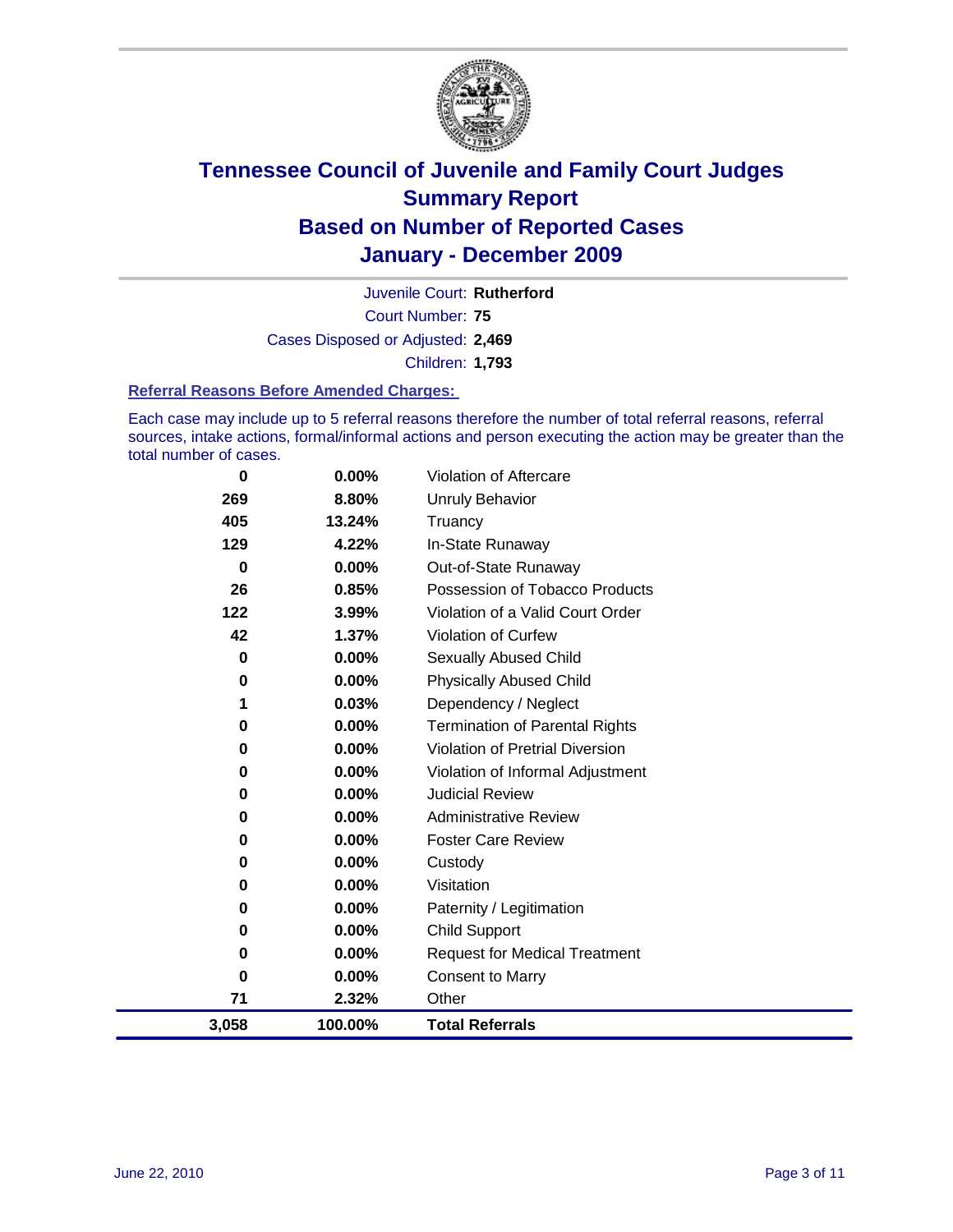# Tennessee Council of Juvenile and Family Court Judges
## Summary Report
## Based on Number of Reported Cases
## January - December 2009

Juvenile Court: **Rutherford**

Court Number: **75**

Cases Disposed or Adjusted: **2,469**

Children: **1,793**

### Referral Reasons Before Amended Charges:

Each case may include up to 5 referral reasons therefore the number of total referral reasons, referral sources, intake actions, formal/informal actions and person executing the action may be greater than the total number of cases.

| Count | Percent | Referral Reason |
|---|---|---|
| 0 | 0.00% | Violation of Aftercare |
| 269 | 8.80% | Unruly Behavior |
| 405 | 13.24% | Truancy |
| 129 | 4.22% | In-State Runaway |
| 0 | 0.00% | Out-of-State Runaway |
| 26 | 0.85% | Possession of Tobacco Products |
| 122 | 3.99% | Violation of a Valid Court Order |
| 42 | 1.37% | Violation of Curfew |
| 0 | 0.00% | Sexually Abused Child |
| 0 | 0.00% | Physically Abused Child |
| 1 | 0.03% | Dependency / Neglect |
| 0 | 0.00% | Termination of Parental Rights |
| 0 | 0.00% | Violation of Pretrial Diversion |
| 0 | 0.00% | Violation of Informal Adjustment |
| 0 | 0.00% | Judicial Review |
| 0 | 0.00% | Administrative Review |
| 0 | 0.00% | Foster Care Review |
| 0 | 0.00% | Custody |
| 0 | 0.00% | Visitation |
| 0 | 0.00% | Paternity / Legitimation |
| 0 | 0.00% | Child Support |
| 0 | 0.00% | Request for Medical Treatment |
| 0 | 0.00% | Consent to Marry |
| 71 | 2.32% | Other |
| **3,058** | **100.00%** | **Total Referrals** |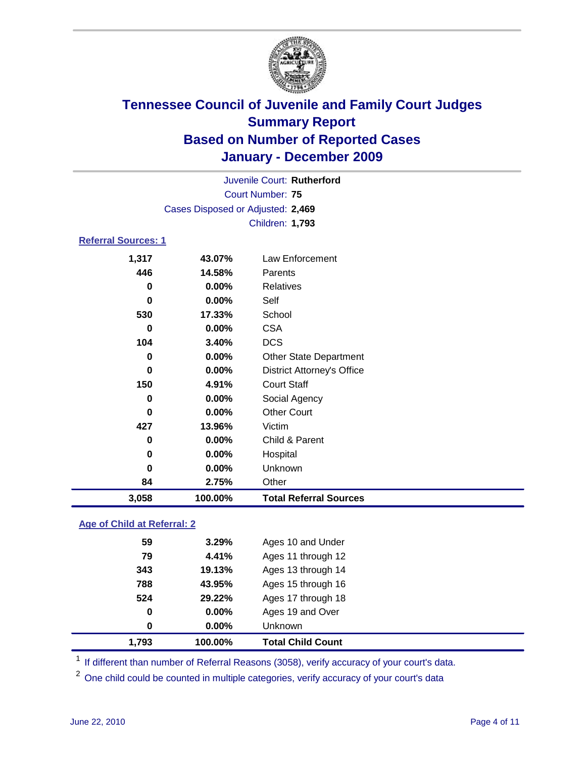# Tennessee Council of Juvenile and Family Court Judges
## Summary Report
## Based on Number of Reported Cases
## January - December 2009

Juvenile Court: **Rutherford**
Court Number: **75**
Cases Disposed or Adjusted: **2,469**
Children: **1,793**

### Referral Sources: 1

| | | |
|---|---|---|
| 1,317 | 43.07% | Law Enforcement |
| 446 | 14.58% | Parents |
| 0 | 0.00% | Relatives |
| 0 | 0.00% | Self |
| 530 | 17.33% | School |
| 0 | 0.00% | CSA |
| 104 | 3.40% | DCS |
| 0 | 0.00% | Other State Department |
| 0 | 0.00% | District Attorney's Office |
| 150 | 4.91% | Court Staff |
| 0 | 0.00% | Social Agency |
| 0 | 0.00% | Other Court |
| 427 | 13.96% | Victim |
| 0 | 0.00% | Child & Parent |
| 0 | 0.00% | Hospital |
| 0 | 0.00% | Unknown |
| 84 | 2.75% | Other |
| **3,058** | **100.00%** | **Total Referral Sources** |

### Age of Child at Referral: 2

| | | |
|---|---|---|
| 59 | 3.29% | Ages 10 and Under |
| 79 | 4.41% | Ages 11 through 12 |
| 343 | 19.13% | Ages 13 through 14 |
| 788 | 43.95% | Ages 15 through 16 |
| 524 | 29.22% | Ages 17 through 18 |
| 0 | 0.00% | Ages 19 and Over |
| 0 | 0.00% | Unknown |
| **1,793** | **100.00%** | **Total Child Count** |

[1] If different than number of Referral Reasons (3058), verify accuracy of your court's data.

[2] One child could be counted in multiple categories, verify accuracy of your court's data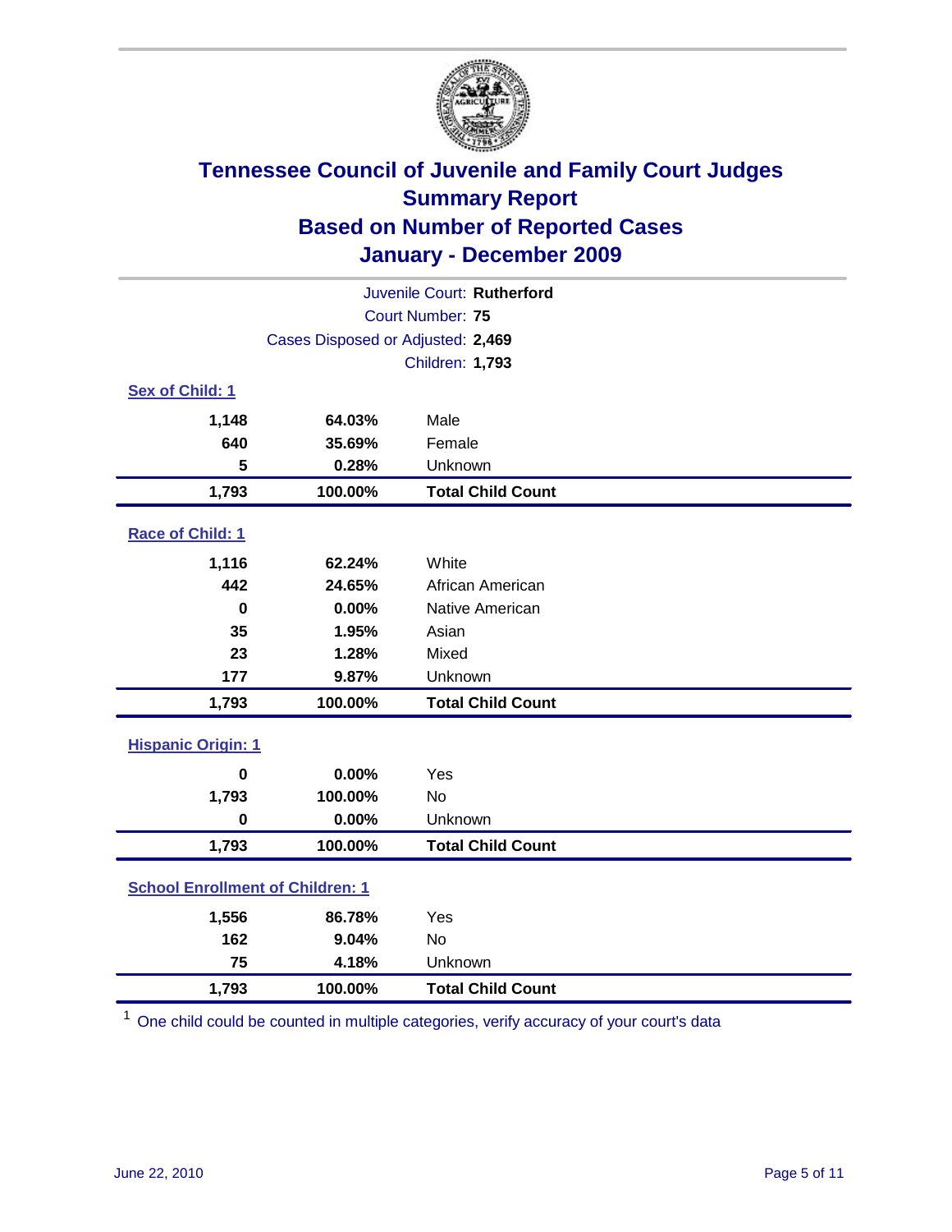# Tennessee Council of Juvenile and Family Court Judges
## Summary Report
## Based on Number of Reported Cases
## January - December 2009

Juvenile Court: **Rutherford**
Court Number: **75**
Cases Disposed or Adjusted: **2,469**
Children: **1,793**

### Sex of Child: 1

| | | |
|---|---|---|
| **1,148** | **64.03%** | Male |
| **640** | **35.69%** | Female |
| **5** | **0.28%** | Unknown |
| **1,793** | **100.00%** | **Total Child Count** |

### Race of Child: 1

| | | |
|---|---|---|
| **1,116** | **62.24%** | White |
| **442** | **24.65%** | African American |
| **0** | **0.00%** | Native American |
| **35** | **1.95%** | Asian |
| **23** | **1.28%** | Mixed |
| **177** | **9.87%** | Unknown |
| **1,793** | **100.00%** | **Total Child Count** |

### Hispanic Origin: 1

| | | |
|---|---|---|
| **0** | **0.00%** | Yes |
| **1,793** | **100.00%** | No |
| **0** | **0.00%** | Unknown |
| **1,793** | **100.00%** | **Total Child Count** |

### School Enrollment of Children: 1

| | | |
|---|---|---|
| **1,556** | **86.78%** | Yes |
| **162** | **9.04%** | No |
| **75** | **4.18%** | Unknown |
| **1,793** | **100.00%** | **Total Child Count** |

[1] One child could be counted in multiple categories, verify accuracy of your court's data

June 22, 2010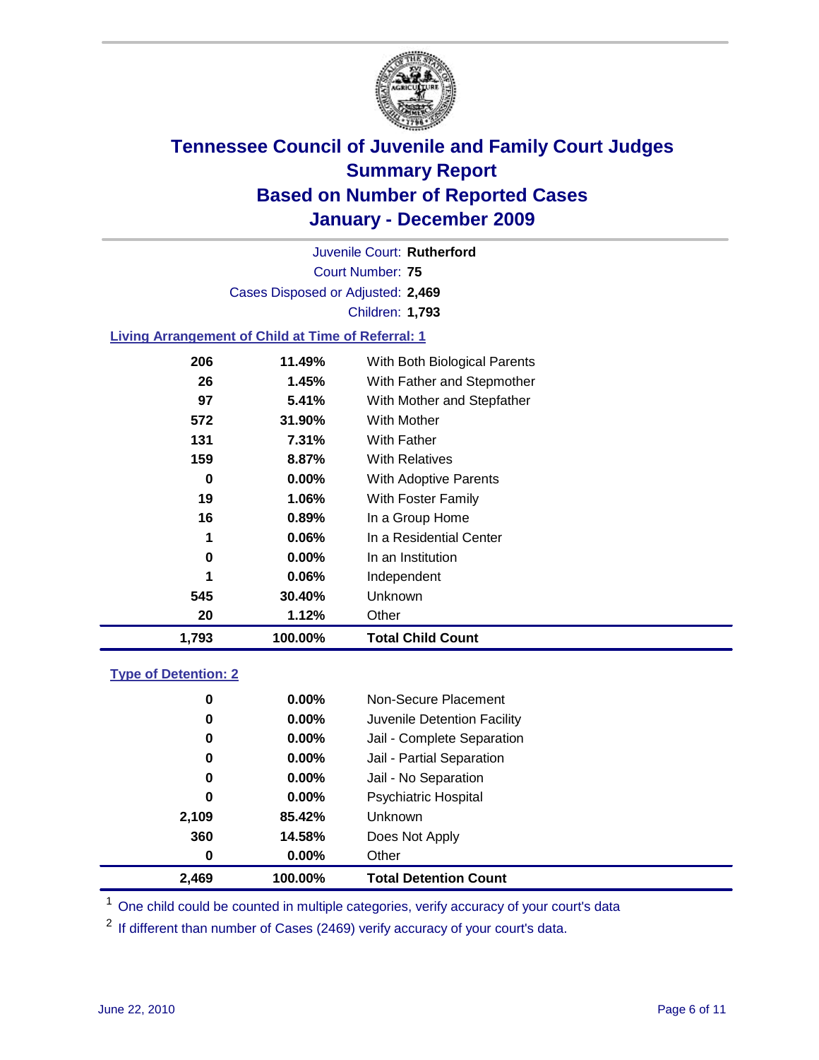# Tennessee Council of Juvenile and Family Court Judges
## Summary Report
## Based on Number of Reported Cases
## January - December 2009

Juvenile Court: **Rutherford**

Court Number: **75**

Cases Disposed or Adjusted: **2,469**

Children: **1,793**

### Living Arrangement of Child at Time of Referral: 1

| | | |
|---|---|---|
| 206 | 11.49% | With Both Biological Parents |
| 26 | 1.45% | With Father and Stepmother |
| 97 | 5.41% | With Mother and Stepfather |
| 572 | 31.90% | With Mother |
| 131 | 7.31% | With Father |
| 159 | 8.87% | With Relatives |
| 0 | 0.00% | With Adoptive Parents |
| 19 | 1.06% | With Foster Family |
| 16 | 0.89% | In a Group Home |
| 1 | 0.06% | In a Residential Center |
| 0 | 0.00% | In an Institution |
| 1 | 0.06% | Independent |
| 545 | 30.40% | Unknown |
| 20 | 1.12% | Other |
| **1,793** | **100.00%** | **Total Child Count** |

### Type of Detention: 2

| | | |
|---|---|---|
| 0 | 0.00% | Non-Secure Placement |
| 0 | 0.00% | Juvenile Detention Facility |
| 0 | 0.00% | Jail - Complete Separation |
| 0 | 0.00% | Jail - Partial Separation |
| 0 | 0.00% | Jail - No Separation |
| 0 | 0.00% | Psychiatric Hospital |
| 2,109 | 85.42% | Unknown |
| 360 | 14.58% | Does Not Apply |
| 0 | 0.00% | Other |
| **2,469** | **100.00%** | **Total Detention Count** |

[1] One child could be counted in multiple categories, verify accuracy of your court's data

[2] If different than number of Cases (2469) verify accuracy of your court's data.

June 22, 2010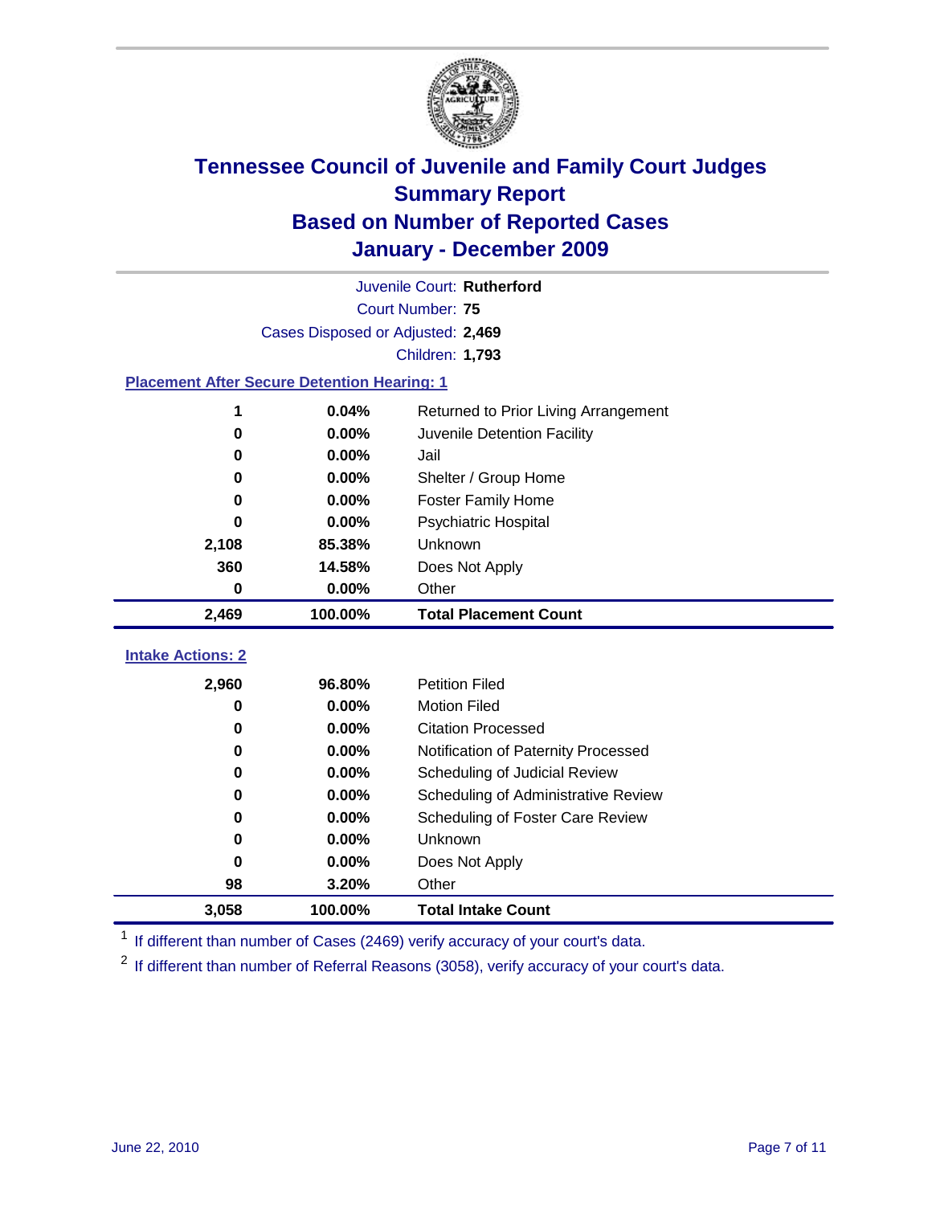# Tennessee Council of Juvenile and Family Court Judges
## Summary Report
## Based on Number of Reported Cases
## January - December 2009

Juvenile Court: **Rutherford**

Court Number: **75**

Cases Disposed or Adjusted: **2,469**

Children: **1,793**

### Placement After Secure Detention Hearing: 1

| | | |
|---|---|---|
| 1 | 0.04% | Returned to Prior Living Arrangement |
| 0 | 0.00% | Juvenile Detention Facility |
| 0 | 0.00% | Jail |
| 0 | 0.00% | Shelter / Group Home |
| 0 | 0.00% | Foster Family Home |
| 0 | 0.00% | Psychiatric Hospital |
| 2,108 | 85.38% | Unknown |
| 360 | 14.58% | Does Not Apply |
| 0 | 0.00% | Other |
| **2,469** | **100.00%** | **Total Placement Count** |

### Intake Actions: 2

| | | |
|---|---|---|
| 2,960 | 96.80% | Petition Filed |
| 0 | 0.00% | Motion Filed |
| 0 | 0.00% | Citation Processed |
| 0 | 0.00% | Notification of Paternity Processed |
| 0 | 0.00% | Scheduling of Judicial Review |
| 0 | 0.00% | Scheduling of Administrative Review |
| 0 | 0.00% | Scheduling of Foster Care Review |
| 0 | 0.00% | Unknown |
| 0 | 0.00% | Does Not Apply |
| 98 | 3.20% | Other |
| **3,058** | **100.00%** | **Total Intake Count** |

[1] If different than number of Cases (2469) verify accuracy of your court's data.

[2] If different than number of Referral Reasons (3058), verify accuracy of your court's data.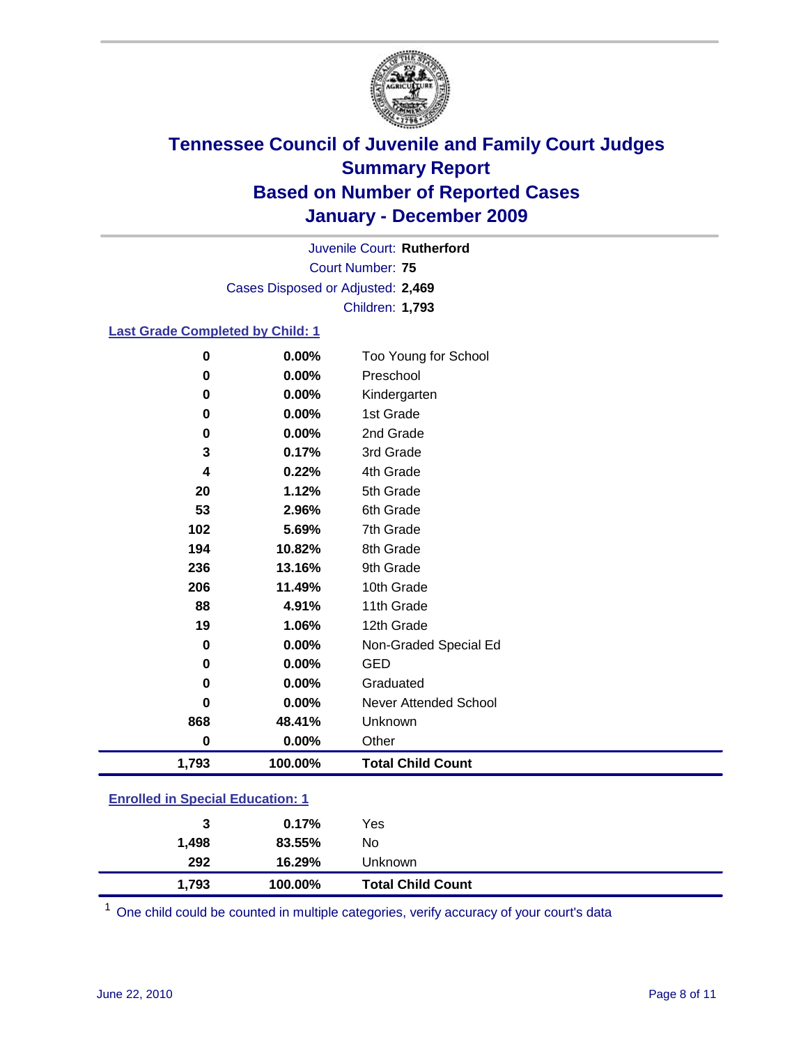# Tennessee Council of Juvenile and Family Court Judges
## Summary Report
## Based on Number of Reported Cases
## January - December 2009

Juvenile Court: **Rutherford**
Court Number: **75**
Cases Disposed or Adjusted: **2,469**
Children: **1,793**

### Last Grade Completed by Child: 1

| | | |
|---|---|---|
| 0 | 0.00% | Too Young for School |
| 0 | 0.00% | Preschool |
| 0 | 0.00% | Kindergarten |
| 0 | 0.00% | 1st Grade |
| 0 | 0.00% | 2nd Grade |
| 3 | 0.17% | 3rd Grade |
| 4 | 0.22% | 4th Grade |
| 20 | 1.12% | 5th Grade |
| 53 | 2.96% | 6th Grade |
| 102 | 5.69% | 7th Grade |
| 194 | 10.82% | 8th Grade |
| 236 | 13.16% | 9th Grade |
| 206 | 11.49% | 10th Grade |
| 88 | 4.91% | 11th Grade |
| 19 | 1.06% | 12th Grade |
| 0 | 0.00% | Non-Graded Special Ed |
| 0 | 0.00% | GED |
| 0 | 0.00% | Graduated |
| 0 | 0.00% | Never Attended School |
| 868 | 48.41% | Unknown |
| 0 | 0.00% | Other |
| **1,793** | **100.00%** | **Total Child Count** |

### Enrolled in Special Education: 1

| | | |
|---|---|---|
| 3 | 0.17% | Yes |
| 1,498 | 83.55% | No |
| 292 | 16.29% | Unknown |
| **1,793** | **100.00%** | **Total Child Count** |

[1] One child could be counted in multiple categories, verify accuracy of your court's data

June 22, 2010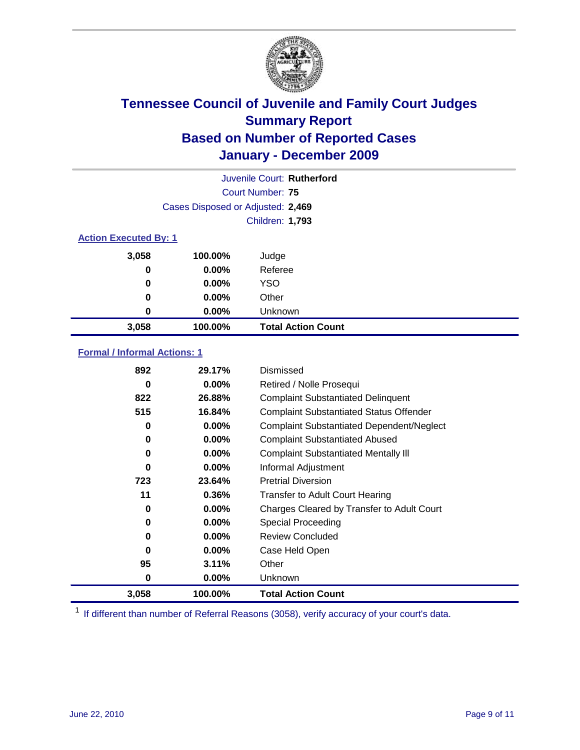# Tennessee Council of Juvenile and Family Court Judges
## Summary Report
## Based on Number of Reported Cases
## January - December 2009

Juvenile Court: **Rutherford**

Court Number: **75**

Cases Disposed or Adjusted: **2,469**

Children: **1,793**

### Action Executed By: 1

| | | |
|---|---|---|
| 3,058 | 100.00% | Judge |
| 0 | 0.00% | Referee |
| 0 | 0.00% | YSO |
| 0 | 0.00% | Other |
| 0 | 0.00% | Unknown |
| **3,058** | **100.00%** | **Total Action Count** |

### Formal / Informal Actions: 1

| | | |
|---|---|---|
| 892 | 29.17% | Dismissed |
| 0 | 0.00% | Retired / Nolle Prosequi |
| 822 | 26.88% | Complaint Substantiated Delinquent |
| 515 | 16.84% | Complaint Substantiated Status Offender |
| 0 | 0.00% | Complaint Substantiated Dependent/Neglect |
| 0 | 0.00% | Complaint Substantiated Abused |
| 0 | 0.00% | Complaint Substantiated Mentally Ill |
| 0 | 0.00% | Informal Adjustment |
| 723 | 23.64% | Pretrial Diversion |
| 11 | 0.36% | Transfer to Adult Court Hearing |
| 0 | 0.00% | Charges Cleared by Transfer to Adult Court |
| 0 | 0.00% | Special Proceeding |
| 0 | 0.00% | Review Concluded |
| 0 | 0.00% | Case Held Open |
| 95 | 3.11% | Other |
| 0 | 0.00% | Unknown |
| **3,058** | **100.00%** | **Total Action Count** |

[1] If different than number of Referral Reasons (3058), verify accuracy of your court's data.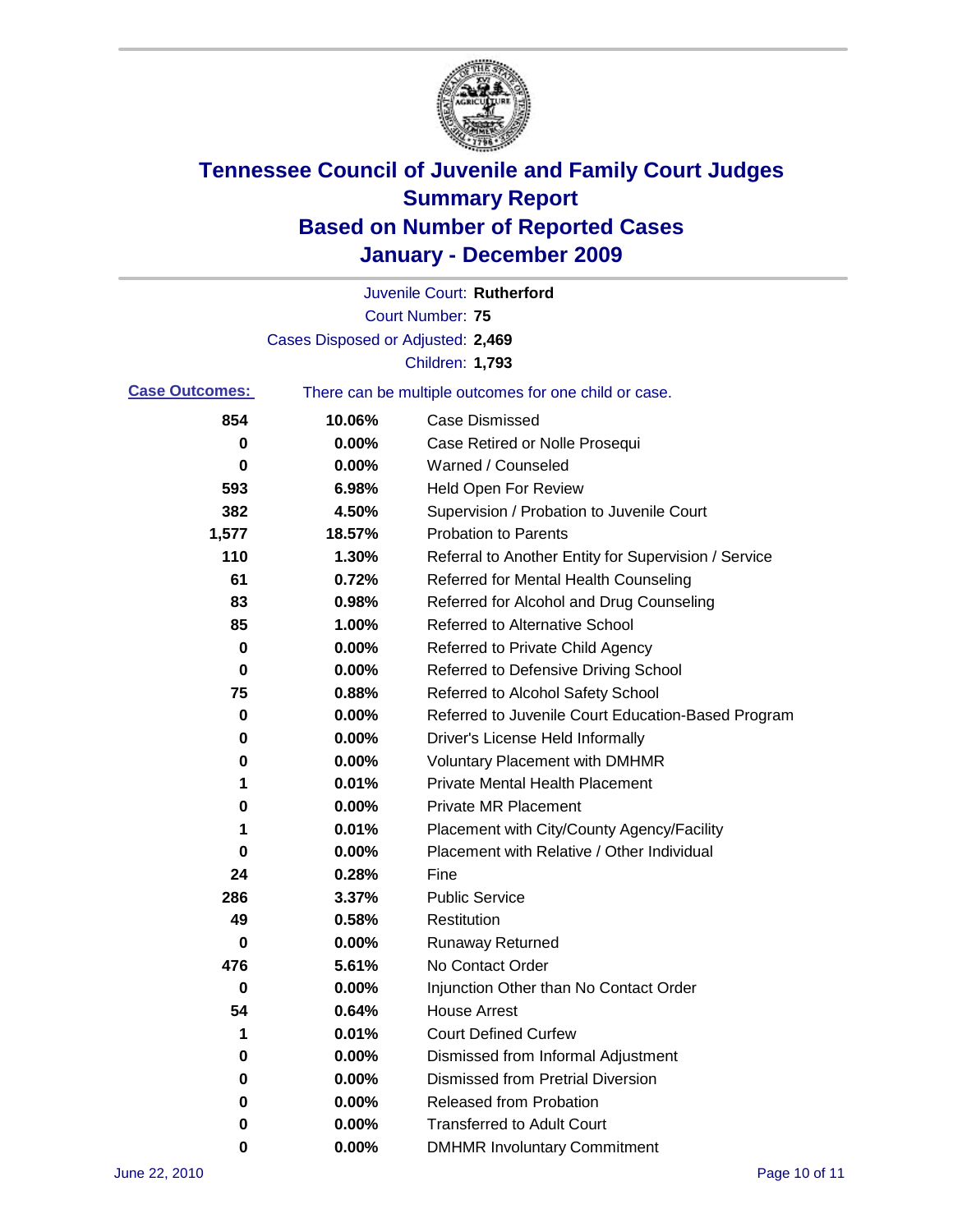# Tennessee Council of Juvenile and Family Court Judges
## Summary Report
## Based on Number of Reported Cases
## January - December 2009

Juvenile Court: **Rutherford**

Court Number: **75**

Cases Disposed or Adjusted: **2,469**

Children: **1,793**

**Case Outcomes:** There can be multiple outcomes for one child or case.

| Count | Percent | Outcome |
|---|---|---|
| 854 | 10.06% | Case Dismissed |
| 0 | 0.00% | Case Retired or Nolle Prosequi |
| 0 | 0.00% | Warned / Counseled |
| 593 | 6.98% | Held Open For Review |
| 382 | 4.50% | Supervision / Probation to Juvenile Court |
| 1,577 | 18.57% | Probation to Parents |
| 110 | 1.30% | Referral to Another Entity for Supervision / Service |
| 61 | 0.72% | Referred for Mental Health Counseling |
| 83 | 0.98% | Referred for Alcohol and Drug Counseling |
| 85 | 1.00% | Referred to Alternative School |
| 0 | 0.00% | Referred to Private Child Agency |
| 0 | 0.00% | Referred to Defensive Driving School |
| 75 | 0.88% | Referred to Alcohol Safety School |
| 0 | 0.00% | Referred to Juvenile Court Education-Based Program |
| 0 | 0.00% | Driver's License Held Informally |
| 0 | 0.00% | Voluntary Placement with DMHMR |
| 1 | 0.01% | Private Mental Health Placement |
| 0 | 0.00% | Private MR Placement |
| 1 | 0.01% | Placement with City/County Agency/Facility |
| 0 | 0.00% | Placement with Relative / Other Individual |
| 24 | 0.28% | Fine |
| 286 | 3.37% | Public Service |
| 49 | 0.58% | Restitution |
| 0 | 0.00% | Runaway Returned |
| 476 | 5.61% | No Contact Order |
| 0 | 0.00% | Injunction Other than No Contact Order |
| 54 | 0.64% | House Arrest |
| 1 | 0.01% | Court Defined Curfew |
| 0 | 0.00% | Dismissed from Informal Adjustment |
| 0 | 0.00% | Dismissed from Pretrial Diversion |
| 0 | 0.00% | Released from Probation |
| 0 | 0.00% | Transferred to Adult Court |
| 0 | 0.00% | DMHMR Involuntary Commitment |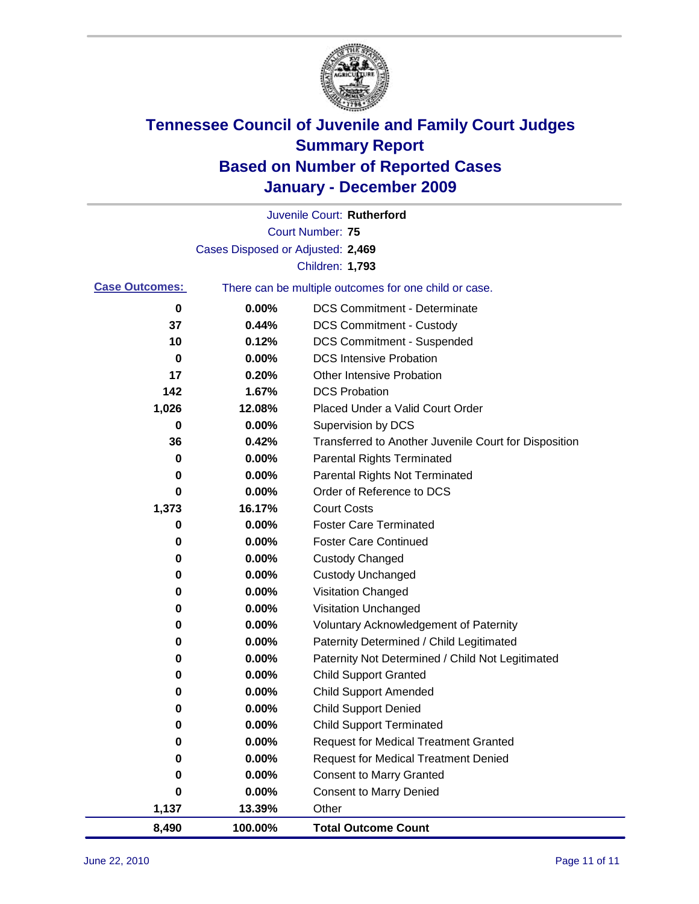# Tennessee Council of Juvenile and Family Court Judges
# Summary Report
# Based on Number of Reported Cases
# January - December 2009

Juvenile Court: **Rutherford**

Court Number: **75**

Cases Disposed or Adjusted: **2,469**

Children: **1,793**

**Case Outcomes:** There can be multiple outcomes for one child or case.

| | | |
|---|---|---|
| 0 | 0.00% | DCS Commitment - Determinate |
| 37 | 0.44% | DCS Commitment - Custody |
| 10 | 0.12% | DCS Commitment - Suspended |
| 0 | 0.00% | DCS Intensive Probation |
| 17 | 0.20% | Other Intensive Probation |
| 142 | 1.67% | DCS Probation |
| 1,026 | 12.08% | Placed Under a Valid Court Order |
| 0 | 0.00% | Supervision by DCS |
| 36 | 0.42% | Transferred to Another Juvenile Court for Disposition |
| 0 | 0.00% | Parental Rights Terminated |
| 0 | 0.00% | Parental Rights Not Terminated |
| 0 | 0.00% | Order of Reference to DCS |
| 1,373 | 16.17% | Court Costs |
| 0 | 0.00% | Foster Care Terminated |
| 0 | 0.00% | Foster Care Continued |
| 0 | 0.00% | Custody Changed |
| 0 | 0.00% | Custody Unchanged |
| 0 | 0.00% | Visitation Changed |
| 0 | 0.00% | Visitation Unchanged |
| 0 | 0.00% | Voluntary Acknowledgement of Paternity |
| 0 | 0.00% | Paternity Determined / Child Legitimated |
| 0 | 0.00% | Paternity Not Determined / Child Not Legitimated |
| 0 | 0.00% | Child Support Granted |
| 0 | 0.00% | Child Support Amended |
| 0 | 0.00% | Child Support Denied |
| 0 | 0.00% | Child Support Terminated |
| 0 | 0.00% | Request for Medical Treatment Granted |
| 0 | 0.00% | Request for Medical Treatment Denied |
| 0 | 0.00% | Consent to Marry Granted |
| 0 | 0.00% | Consent to Marry Denied |
| 1,137 | 13.39% | Other |
| **8,490** | **100.00%** | **Total Outcome Count** |

June 22, 2010